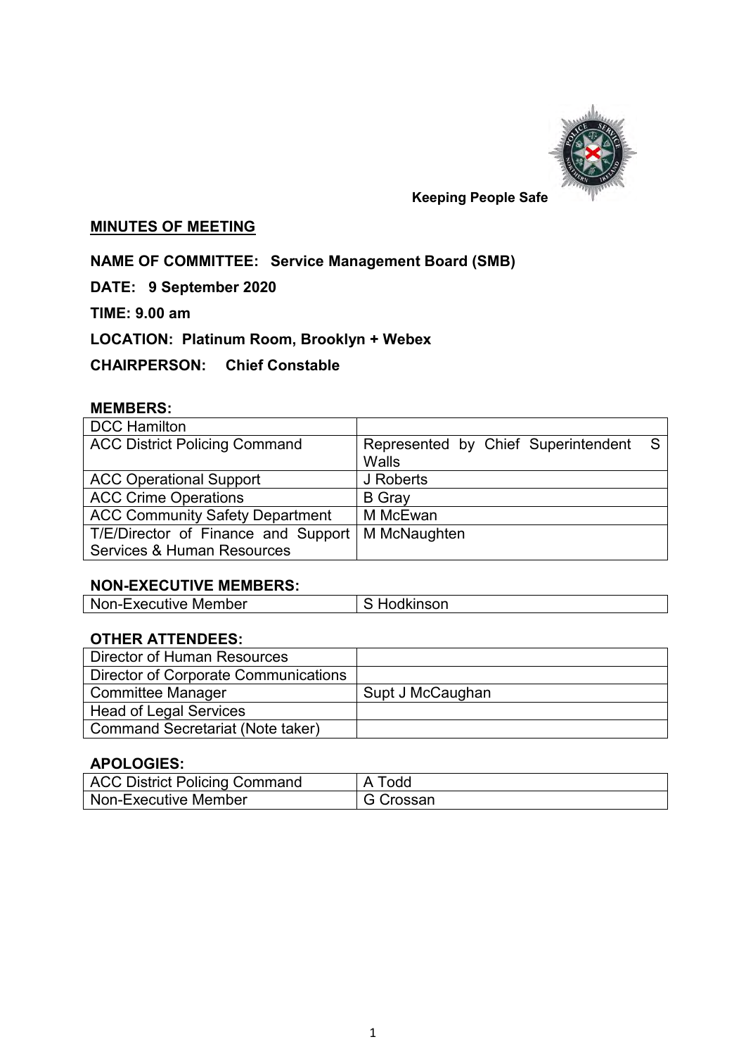Keeping People Safe

## MINUTES OF MEETING

**NAME OF COMMITTEE: Service Management Board (SMB)**

**DATE: 9 September 2020**

**TIME: 9.00 am**

**LOCATION: Platinum Room, Brooklyn + Webex**

**CHAIRPERSON: Chief Constable**

### MEMBERS:

| | |
|---|---|
| DCC Hamilton | |
| ACC District Policing Command | Represented by Chief Superintendent S Walls |
| ACC Operational Support | J Roberts |
| ACC Crime Operations | B Gray |
| ACC Community Safety Department | M McEwan |
| T/E/Director of Finance and Support Services & Human Resources | M McNaughten |

### NON-EXECUTIVE MEMBERS:

| | |
|---|---|
| Non-Executive Member | S Hodkinson |

### OTHER ATTENDEES:

| | |
|---|---|
| Director of Human Resources | |
| Director of Corporate Communications | |
| Committee Manager | Supt J McCaughan |
| Head of Legal Services | |
| Command Secretariat (Note taker) | |

### APOLOGIES:

| | |
|---|---|
| ACC District Policing Command | A Todd |
| Non-Executive Member | G Crossan |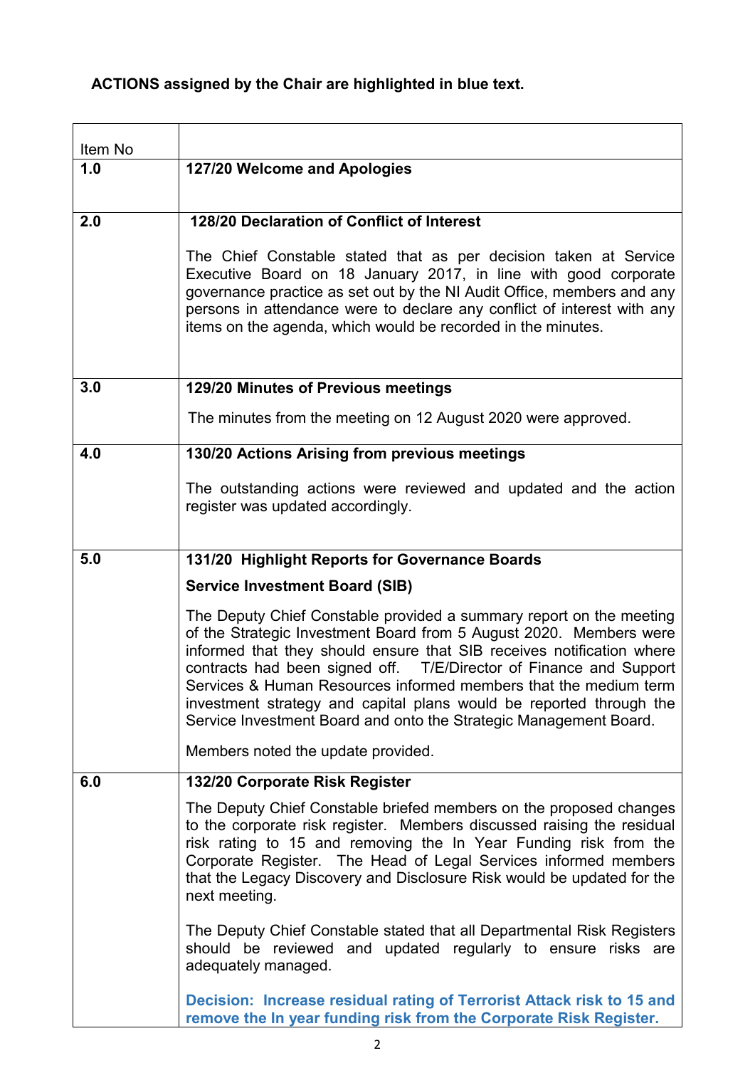**ACTIONS assigned by the Chair are highlighted in blue text.**

| Item No | |
|---|---|
| **1.0** | **127/20 Welcome and Apologies** |
| **2.0** | **128/20 Declaration of Conflict of Interest**<br><br>The Chief Constable stated that as per decision taken at Service Executive Board on 18 January 2017, in line with good corporate governance practice as set out by the NI Audit Office, members and any persons in attendance were to declare any conflict of interest with any items on the agenda, which would be recorded in the minutes. |
| **3.0** | **129/20 Minutes of Previous meetings**<br><br>The minutes from the meeting on 12 August 2020 were approved. |
| **4.0** | **130/20 Actions Arising from previous meetings**<br><br>The outstanding actions were reviewed and updated and the action register was updated accordingly. |
| **5.0** | **131/20 Highlight Reports for Governance Boards**<br><br>**Service Investment Board (SIB)**<br><br>The Deputy Chief Constable provided a summary report on the meeting of the Strategic Investment Board from 5 August 2020. Members were informed that they should ensure that SIB receives notification where contracts had been signed off. T/E/Director of Finance and Support Services & Human Resources informed members that the medium term investment strategy and capital plans would be reported through the Service Investment Board and onto the Strategic Management Board.<br><br>Members noted the update provided. |
| **6.0** | **132/20 Corporate Risk Register**<br><br>The Deputy Chief Constable briefed members on the proposed changes to the corporate risk register. Members discussed raising the residual risk rating to 15 and removing the In Year Funding risk from the Corporate Register. The Head of Legal Services informed members that the Legacy Discovery and Disclosure Risk would be updated for the next meeting.<br><br>The Deputy Chief Constable stated that all Departmental Risk Registers should be reviewed and updated regularly to ensure risks are adequately managed.<br><br>**Decision: Increase residual rating of Terrorist Attack risk to 15 and remove the In year funding risk from the Corporate Risk Register.** |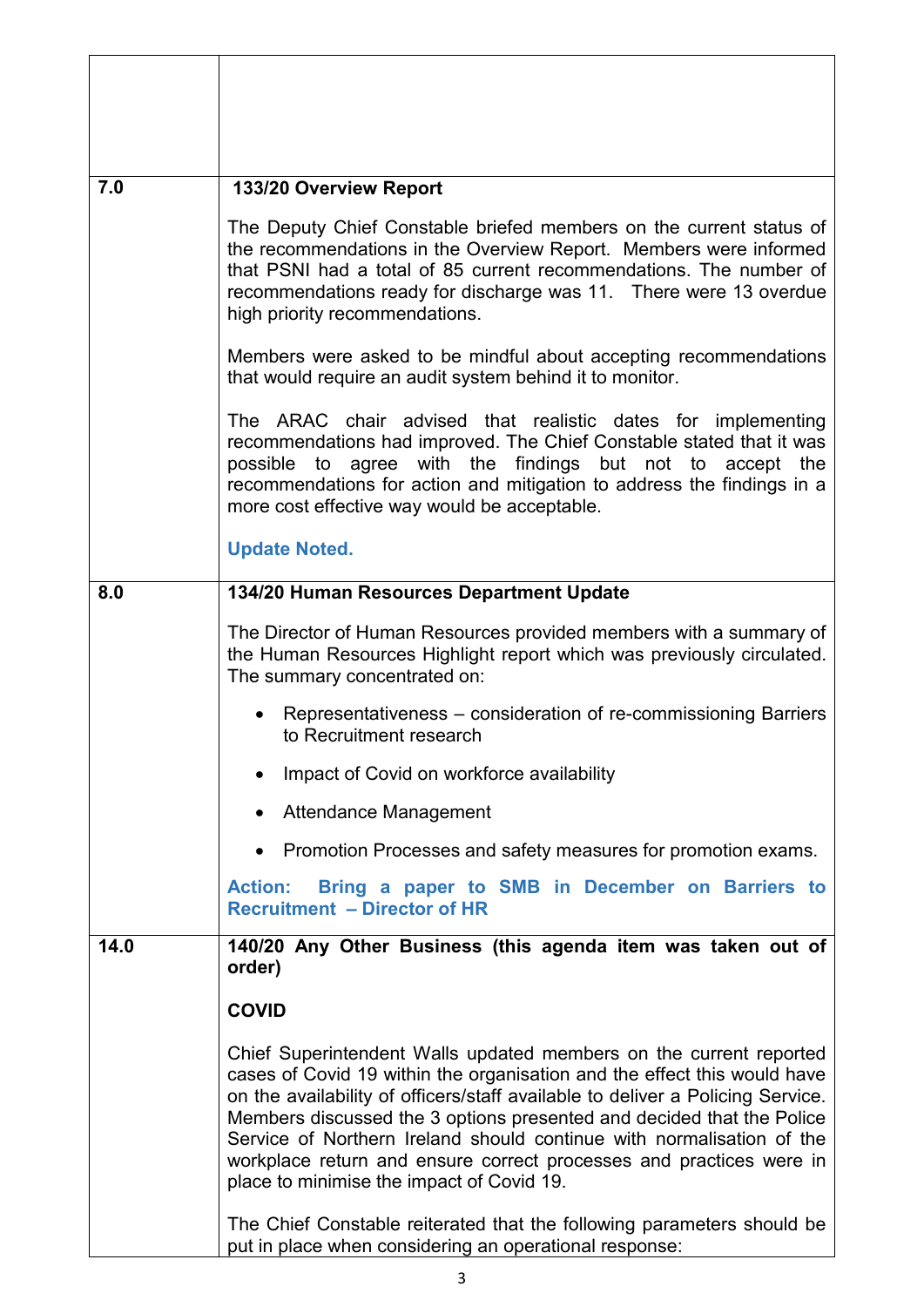| | |
|---|---|
| | |
| **7.0** | **133/20 Overview Report**<br><br>The Deputy Chief Constable briefed members on the current status of the recommendations in the Overview Report. Members were informed that PSNI had a total of 85 current recommendations. The number of recommendations ready for discharge was 11. There were 13 overdue high priority recommendations.<br><br>Members were asked to be mindful about accepting recommendations that would require an audit system behind it to monitor.<br><br>The ARAC chair advised that realistic dates for implementing recommendations had improved. The Chief Constable stated that it was possible to agree with the findings but not to accept the recommendations for action and mitigation to address the findings in a more cost effective way would be acceptable.<br><br>**Update Noted.** |
| **8.0** | **134/20 Human Resources Department Update**<br><br>The Director of Human Resources provided members with a summary of the Human Resources Highlight report which was previously circulated. The summary concentrated on:<br><br>• Representativeness – consideration of re-commissioning Barriers to Recruitment research<br>• Impact of Covid on workforce availability<br>• Attendance Management<br>• Promotion Processes and safety measures for promotion exams.<br><br>**Action: Bring a paper to SMB in December on Barriers to Recruitment – Director of HR** |
| **14.0** | **140/20 Any Other Business (this agenda item was taken out of order)**<br><br>**COVID**<br><br>Chief Superintendent Walls updated members on the current reported cases of Covid 19 within the organisation and the effect this would have on the availability of officers/staff available to deliver a Policing Service. Members discussed the 3 options presented and decided that the Police Service of Northern Ireland should continue with normalisation of the workplace return and ensure correct processes and practices were in place to minimise the impact of Covid 19.<br><br>The Chief Constable reiterated that the following parameters should be put in place when considering an operational response: |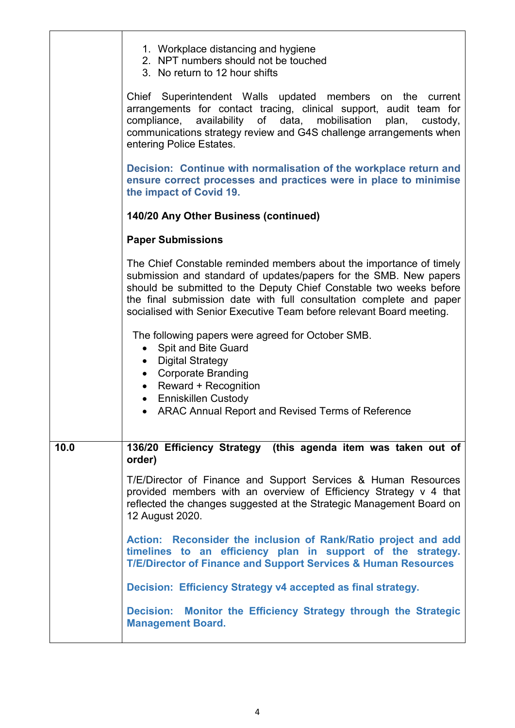| | |
|---|---|
| | 1. Workplace distancing and hygiene<br>2. NPT numbers should not be touched<br>3. No return to 12 hour shifts<br><br>Chief Superintendent Walls updated members on the current arrangements for contact tracing, clinical support, audit team for compliance, availability of data, mobilisation plan, custody, communications strategy review and G4S challenge arrangements when entering Police Estates.<br><br>**Decision: Continue with normalisation of the workplace return and ensure correct processes and practices were in place to minimise the impact of Covid 19.**<br><br>**140/20 Any Other Business (continued)**<br><br>**Paper Submissions**<br><br>The Chief Constable reminded members about the importance of timely submission and standard of updates/papers for the SMB. New papers should be submitted to the Deputy Chief Constable two weeks before the final submission date with full consultation complete and paper socialised with Senior Executive Team before relevant Board meeting.<br><br>The following papers were agreed for October SMB.<br>• Spit and Bite Guard<br>• Digital Strategy<br>• Corporate Branding<br>• Reward + Recognition<br>• Enniskillen Custody<br>• ARAC Annual Report and Revised Terms of Reference |
| **10.0** | **136/20 Efficiency Strategy (this agenda item was taken out of order)**<br><br>T/E/Director of Finance and Support Services & Human Resources provided members with an overview of Efficiency Strategy v 4 that reflected the changes suggested at the Strategic Management Board on 12 August 2020.<br><br>**Action: Reconsider the inclusion of Rank/Ratio project and add timelines to an efficiency plan in support of the strategy. T/E/Director of Finance and Support Services & Human Resources**<br><br>**Decision: Efficiency Strategy v4 accepted as final strategy.**<br><br>**Decision: Monitor the Efficiency Strategy through the Strategic Management Board.** |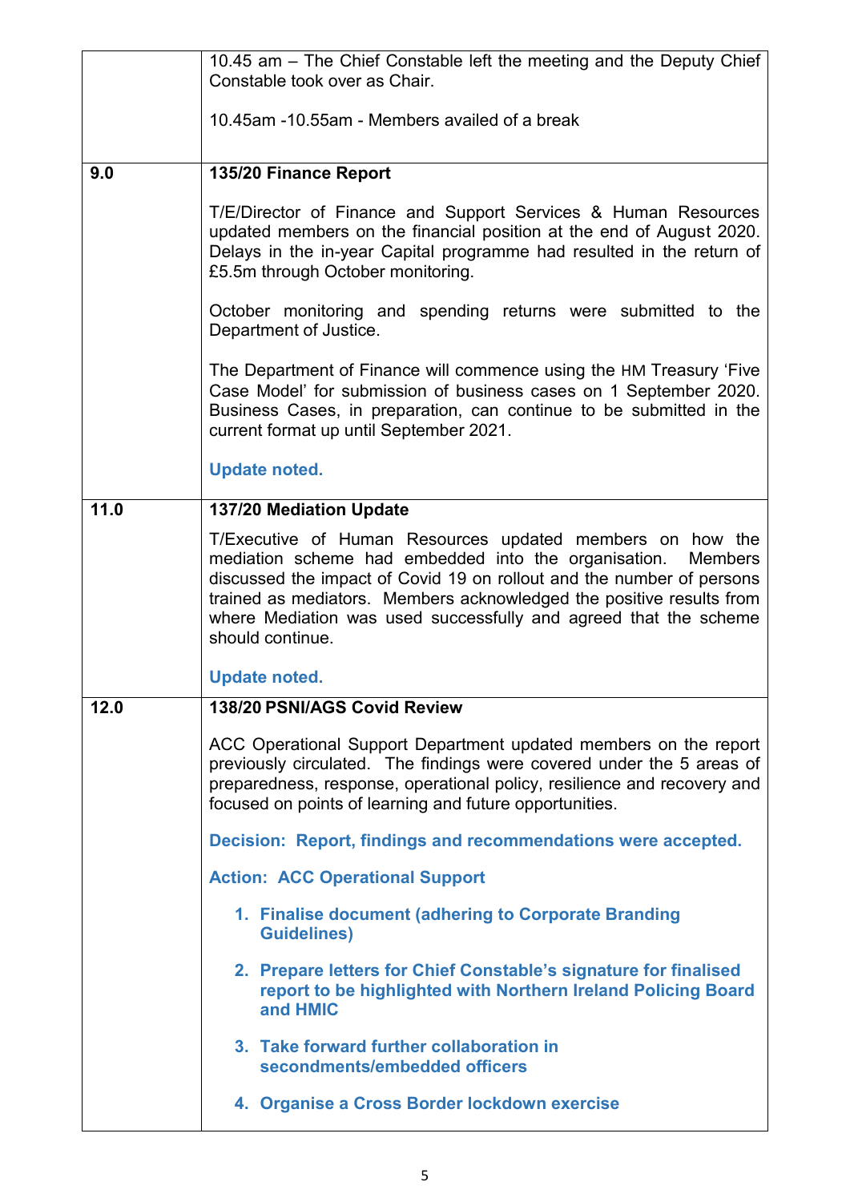| | |
|---|---|
| | 10.45 am – The Chief Constable left the meeting and the Deputy Chief Constable took over as Chair.<br><br>10.45am -10.55am - Members availed of a break |
| **9.0** | **135/20 Finance Report**<br><br>T/E/Director of Finance and Support Services & Human Resources updated members on the financial position at the end of August 2020. Delays in the in-year Capital programme had resulted in the return of £5.5m through October monitoring.<br><br>October monitoring and spending returns were submitted to the Department of Justice.<br><br>The Department of Finance will commence using the HM Treasury 'Five Case Model' for submission of business cases on 1 September 2020. Business Cases, in preparation, can continue to be submitted in the current format up until September 2021.<br><br>**Update noted.** |
| **11.0** | **137/20 Mediation Update**<br><br>T/Executive of Human Resources updated members on how the mediation scheme had embedded into the organisation. Members discussed the impact of Covid 19 on rollout and the number of persons trained as mediators. Members acknowledged the positive results from where Mediation was used successfully and agreed that the scheme should continue.<br><br>**Update noted.** |
| **12.0** | **138/20 PSNI/AGS Covid Review**<br><br>ACC Operational Support Department updated members on the report previously circulated. The findings were covered under the 5 areas of preparedness, response, operational policy, resilience and recovery and focused on points of learning and future opportunities.<br><br>**Decision: Report, findings and recommendations were accepted.**<br><br>**Action: ACC Operational Support**<br><br>**1. Finalise document (adhering to Corporate Branding Guidelines)**<br><br>**2. Prepare letters for Chief Constable's signature for finalised report to be highlighted with Northern Ireland Policing Board and HMIC**<br><br>**3. Take forward further collaboration in secondments/embedded officers**<br><br>**4. Organise a Cross Border lockdown exercise** |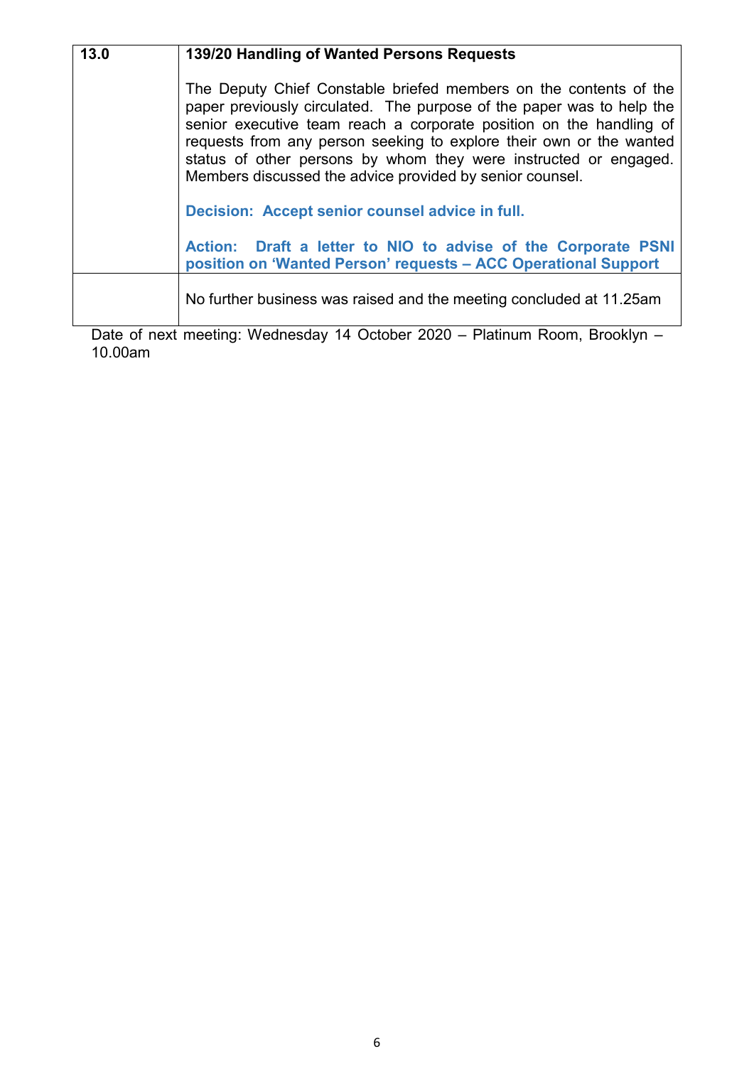| | |
|---|---|
| **13.0** | **139/20 Handling of Wanted Persons Requests**<br><br>The Deputy Chief Constable briefed members on the contents of the paper previously circulated. The purpose of the paper was to help the senior executive team reach a corporate position on the handling of requests from any person seeking to explore their own or the wanted status of other persons by whom they were instructed or engaged. Members discussed the advice provided by senior counsel.<br><br>**Decision: Accept senior counsel advice in full.**<br><br>**Action: Draft a letter to NIO to advise of the Corporate PSNI position on 'Wanted Person' requests – ACC Operational Support** |
| | No further business was raised and the meeting concluded at 11.25am |

Date of next meeting: Wednesday 14 October 2020 – Platinum Room, Brooklyn – 10.00am